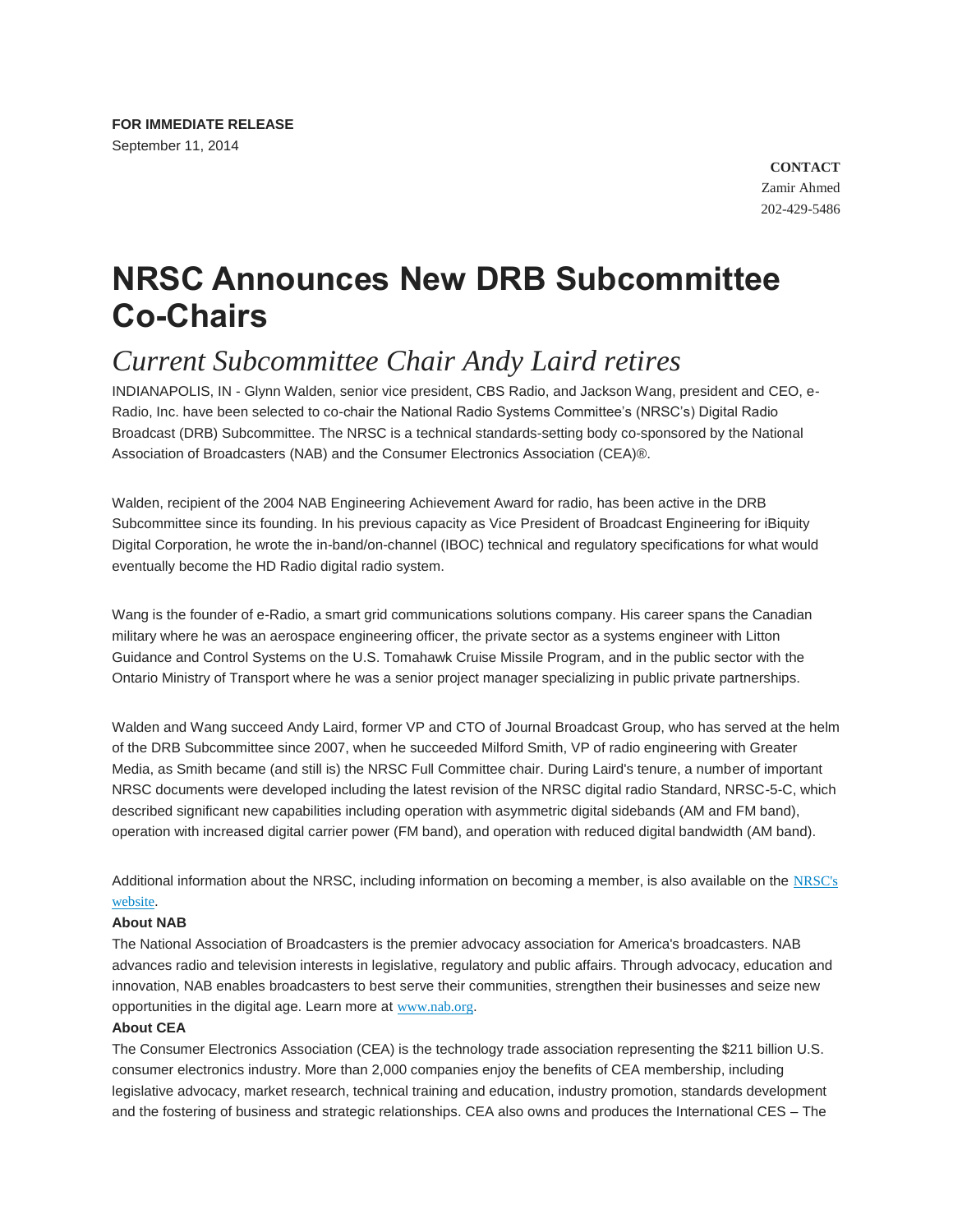**FOR IMMEDIATE RELEASE**
September 11, 2014

**CONTACT**
Zamir Ahmed
202-429-5486

# NRSC Announces New DRB Subcommittee Co-Chairs

## *Current Subcommittee Chair Andy Laird retires*

INDIANAPOLIS, IN - Glynn Walden, senior vice president, CBS Radio, and Jackson Wang, president and CEO, e-Radio, Inc. have been selected to co-chair the National Radio Systems Committee's (NRSC's) Digital Radio Broadcast (DRB) Subcommittee. The NRSC is a technical standards-setting body co-sponsored by the National Association of Broadcasters (NAB) and the Consumer Electronics Association (CEA)®.

Walden, recipient of the 2004 NAB Engineering Achievement Award for radio, has been active in the DRB Subcommittee since its founding. In his previous capacity as Vice President of Broadcast Engineering for iBiquity Digital Corporation, he wrote the in-band/on-channel (IBOC) technical and regulatory specifications for what would eventually become the HD Radio digital radio system.

Wang is the founder of e-Radio, a smart grid communications solutions company. His career spans the Canadian military where he was an aerospace engineering officer, the private sector as a systems engineer with Litton Guidance and Control Systems on the U.S. Tomahawk Cruise Missile Program, and in the public sector with the Ontario Ministry of Transport where he was a senior project manager specializing in public private partnerships.

Walden and Wang succeed Andy Laird, former VP and CTO of Journal Broadcast Group, who has served at the helm of the DRB Subcommittee since 2007, when he succeeded Milford Smith, VP of radio engineering with Greater Media, as Smith became (and still is) the NRSC Full Committee chair. During Laird's tenure, a number of important NRSC documents were developed including the latest revision of the NRSC digital radio Standard, NRSC-5-C, which described significant new capabilities including operation with asymmetric digital sidebands (AM and FM band), operation with increased digital carrier power (FM band), and operation with reduced digital bandwidth (AM band).

Additional information about the NRSC, including information on becoming a member, is also available on the NRSC's website.

**About NAB**

The National Association of Broadcasters is the premier advocacy association for America's broadcasters. NAB advances radio and television interests in legislative, regulatory and public affairs. Through advocacy, education and innovation, NAB enables broadcasters to best serve their communities, strengthen their businesses and seize new opportunities in the digital age. Learn more at www.nab.org.

**About CEA**

The Consumer Electronics Association (CEA) is the technology trade association representing the $211 billion U.S. consumer electronics industry. More than 2,000 companies enjoy the benefits of CEA membership, including legislative advocacy, market research, technical training and education, industry promotion, standards development and the fostering of business and strategic relationships. CEA also owns and produces the International CES – The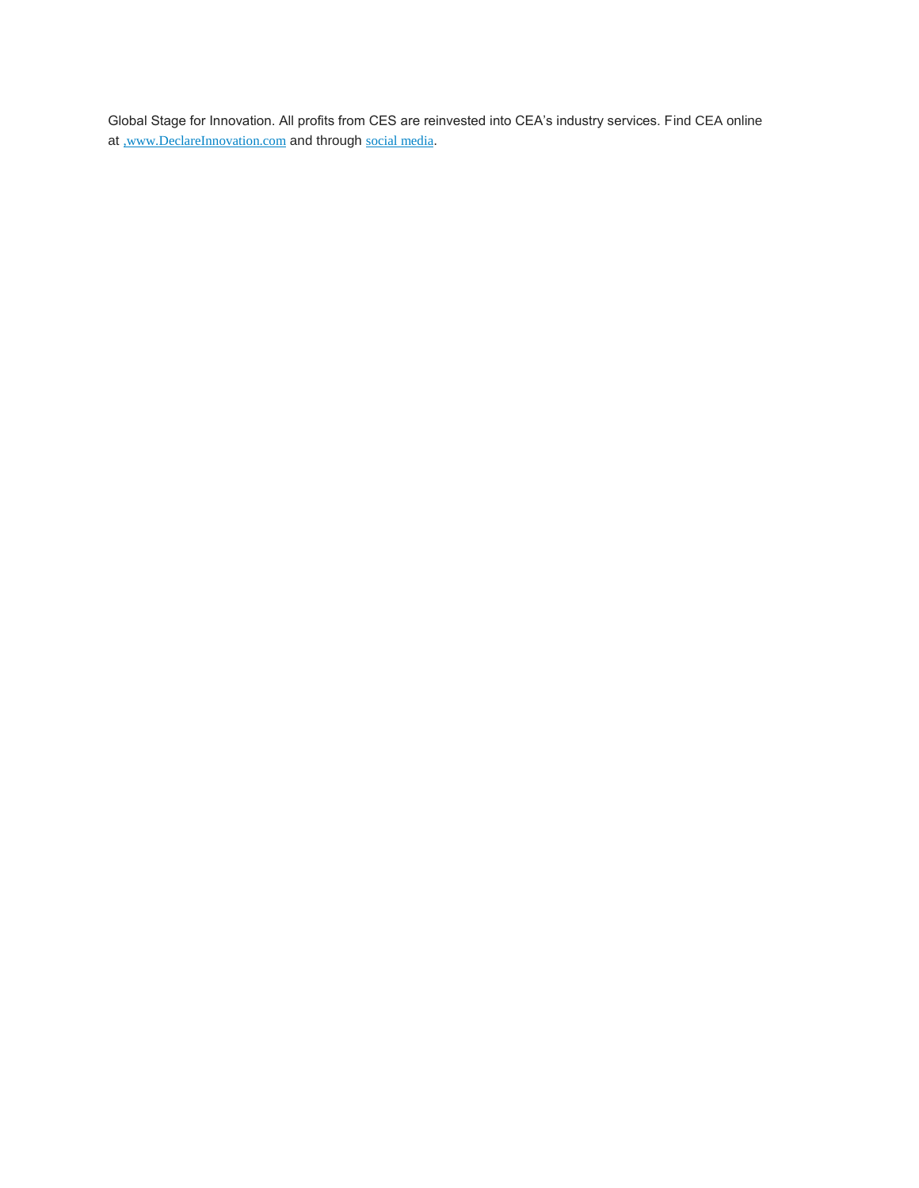Global Stage for Innovation. All profits from CES are reinvested into CEA's industry services. Find CEA online at ,www.DeclareInnovation.com and through social media.